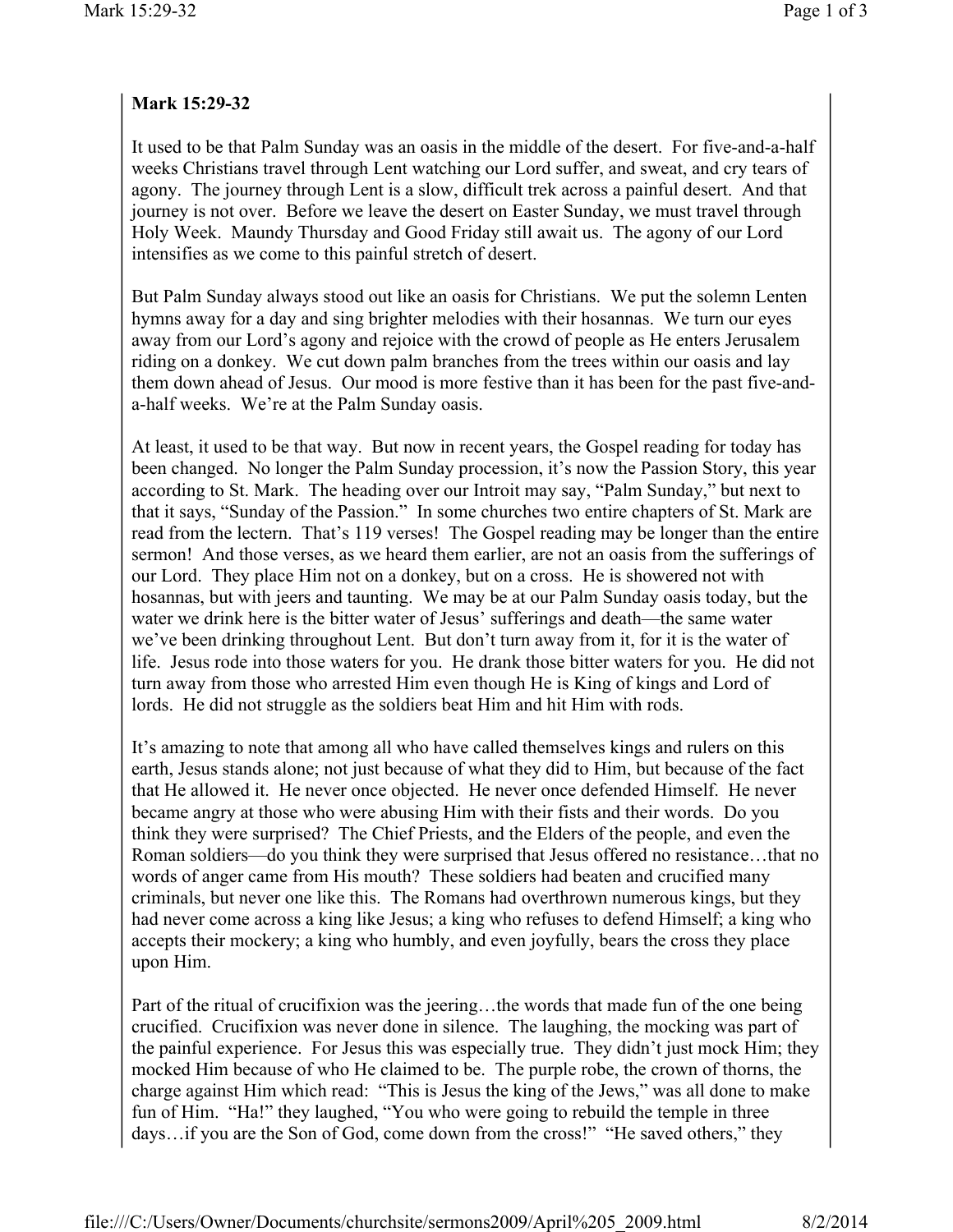**Mark 15:29-32**

It used to be that Palm Sunday was an oasis in the middle of the desert. For five-and-a-half weeks Christians travel through Lent watching our Lord suffer, and sweat, and cry tears of agony. The journey through Lent is a slow, difficult trek across a painful desert. And that journey is not over. Before we leave the desert on Easter Sunday, we must travel through Holy Week. Maundy Thursday and Good Friday still await us. The agony of our Lord intensifies as we come to this painful stretch of desert.

But Palm Sunday always stood out like an oasis for Christians. We put the solemn Lenten hymns away for a day and sing brighter melodies with their hosannas. We turn our eyes away from our Lord's agony and rejoice with the crowd of people as He enters Jerusalem riding on a donkey. We cut down palm branches from the trees within our oasis and lay them down ahead of Jesus. Our mood is more festive than it has been for the past five-and-a-half weeks. We're at the Palm Sunday oasis.

At least, it used to be that way. But now in recent years, the Gospel reading for today has been changed. No longer the Palm Sunday procession, it's now the Passion Story, this year according to St. Mark. The heading over our Introit may say, "Palm Sunday," but next to that it says, "Sunday of the Passion." In some churches two entire chapters of St. Mark are read from the lectern. That's 119 verses! The Gospel reading may be longer than the entire sermon! And those verses, as we heard them earlier, are not an oasis from the sufferings of our Lord. They place Him not on a donkey, but on a cross. He is showered not with hosannas, but with jeers and taunting. We may be at our Palm Sunday oasis today, but the water we drink here is the bitter water of Jesus' sufferings and death—the same water we've been drinking throughout Lent. But don't turn away from it, for it is the water of life. Jesus rode into those waters for you. He drank those bitter waters for you. He did not turn away from those who arrested Him even though He is King of kings and Lord of lords. He did not struggle as the soldiers beat Him and hit Him with rods.

It's amazing to note that among all who have called themselves kings and rulers on this earth, Jesus stands alone; not just because of what they did to Him, but because of the fact that He allowed it. He never once objected. He never once defended Himself. He never became angry at those who were abusing Him with their fists and their words. Do you think they were surprised? The Chief Priests, and the Elders of the people, and even the Roman soldiers—do you think they were surprised that Jesus offered no resistance…that no words of anger came from His mouth? These soldiers had beaten and crucified many criminals, but never one like this. The Romans had overthrown numerous kings, but they had never come across a king like Jesus; a king who refuses to defend Himself; a king who accepts their mockery; a king who humbly, and even joyfully, bears the cross they place upon Him.

Part of the ritual of crucifixion was the jeering…the words that made fun of the one being crucified. Crucifixion was never done in silence. The laughing, the mocking was part of the painful experience. For Jesus this was especially true. They didn't just mock Him; they mocked Him because of who He claimed to be. The purple robe, the crown of thorns, the charge against Him which read: "This is Jesus the king of the Jews," was all done to make fun of Him. "Ha!" they laughed, "You who were going to rebuild the temple in three days…if you are the Son of God, come down from the cross!" "He saved others," they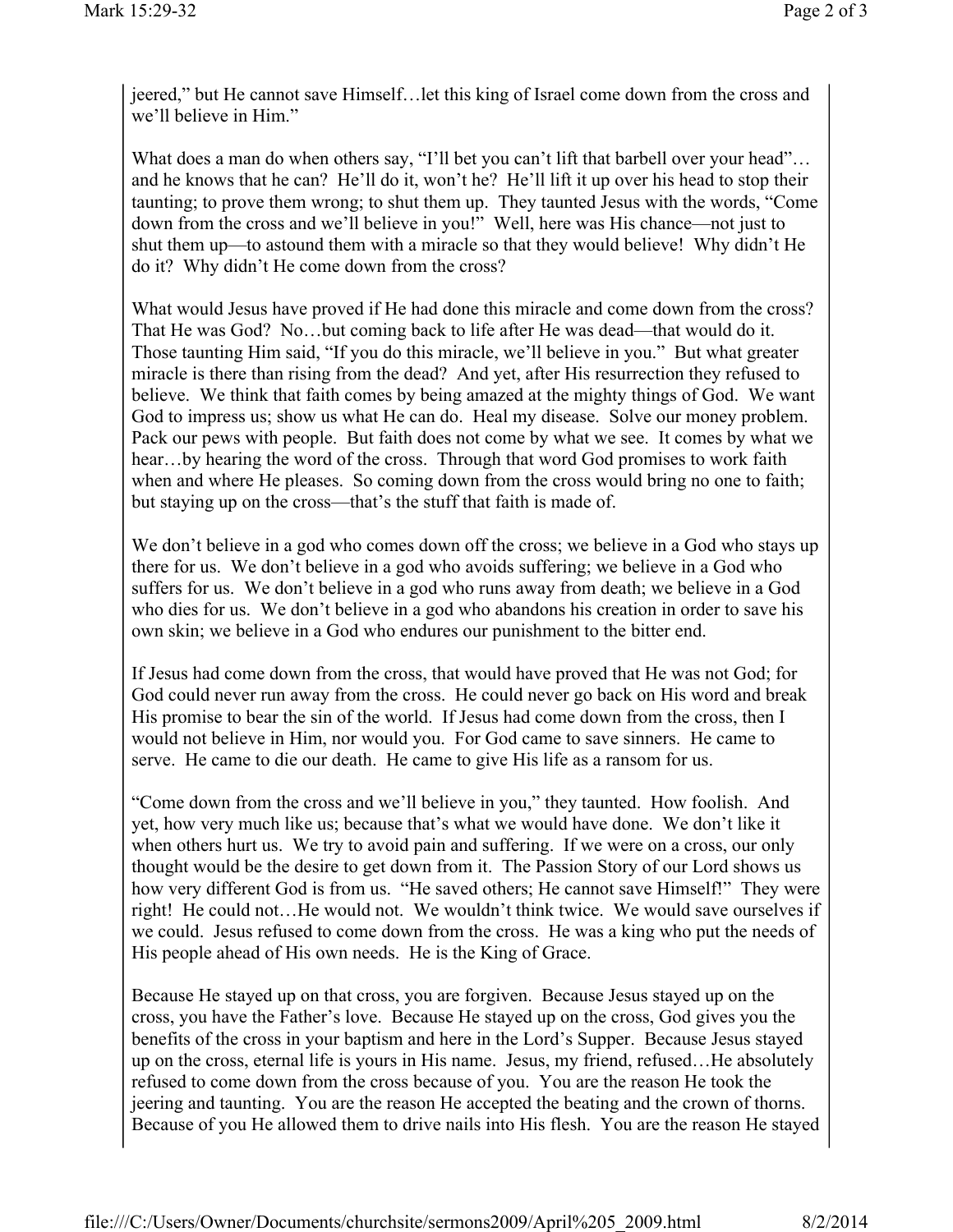jeered," but He cannot save Himself…let this king of Israel come down from the cross and we'll believe in Him."

What does a man do when others say, "I'll bet you can't lift that barbell over your head"…and he knows that he can? He'll do it, won't he? He'll lift it up over his head to stop their taunting; to prove them wrong; to shut them up. They taunted Jesus with the words, "Come down from the cross and we'll believe in you!" Well, here was His chance—not just to shut them up—to astound them with a miracle so that they would believe! Why didn't He do it? Why didn't He come down from the cross?

What would Jesus have proved if He had done this miracle and come down from the cross? That He was God? No…but coming back to life after He was dead—that would do it. Those taunting Him said, "If you do this miracle, we'll believe in you." But what greater miracle is there than rising from the dead? And yet, after His resurrection they refused to believe. We think that faith comes by being amazed at the mighty things of God. We want God to impress us; show us what He can do. Heal my disease. Solve our money problem. Pack our pews with people. But faith does not come by what we see. It comes by what we hear…by hearing the word of the cross. Through that word God promises to work faith when and where He pleases. So coming down from the cross would bring no one to faith; but staying up on the cross—that's the stuff that faith is made of.

We don't believe in a god who comes down off the cross; we believe in a God who stays up there for us. We don't believe in a god who avoids suffering; we believe in a God who suffers for us. We don't believe in a god who runs away from death; we believe in a God who dies for us. We don't believe in a god who abandons his creation in order to save his own skin; we believe in a God who endures our punishment to the bitter end.

If Jesus had come down from the cross, that would have proved that He was not God; for God could never run away from the cross. He could never go back on His word and break His promise to bear the sin of the world. If Jesus had come down from the cross, then I would not believe in Him, nor would you. For God came to save sinners. He came to serve. He came to die our death. He came to give His life as a ransom for us.

"Come down from the cross and we'll believe in you," they taunted. How foolish. And yet, how very much like us; because that's what we would have done. We don't like it when others hurt us. We try to avoid pain and suffering. If we were on a cross, our only thought would be the desire to get down from it. The Passion Story of our Lord shows us how very different God is from us. "He saved others; He cannot save Himself!" They were right! He could not…He would not. We wouldn't think twice. We would save ourselves if we could. Jesus refused to come down from the cross. He was a king who put the needs of His people ahead of His own needs. He is the King of Grace.

Because He stayed up on that cross, you are forgiven. Because Jesus stayed up on the cross, you have the Father's love. Because He stayed up on the cross, God gives you the benefits of the cross in your baptism and here in the Lord's Supper. Because Jesus stayed up on the cross, eternal life is yours in His name. Jesus, my friend, refused…He absolutely refused to come down from the cross because of you. You are the reason He took the jeering and taunting. You are the reason He accepted the beating and the crown of thorns. Because of you He allowed them to drive nails into His flesh. You are the reason He stayed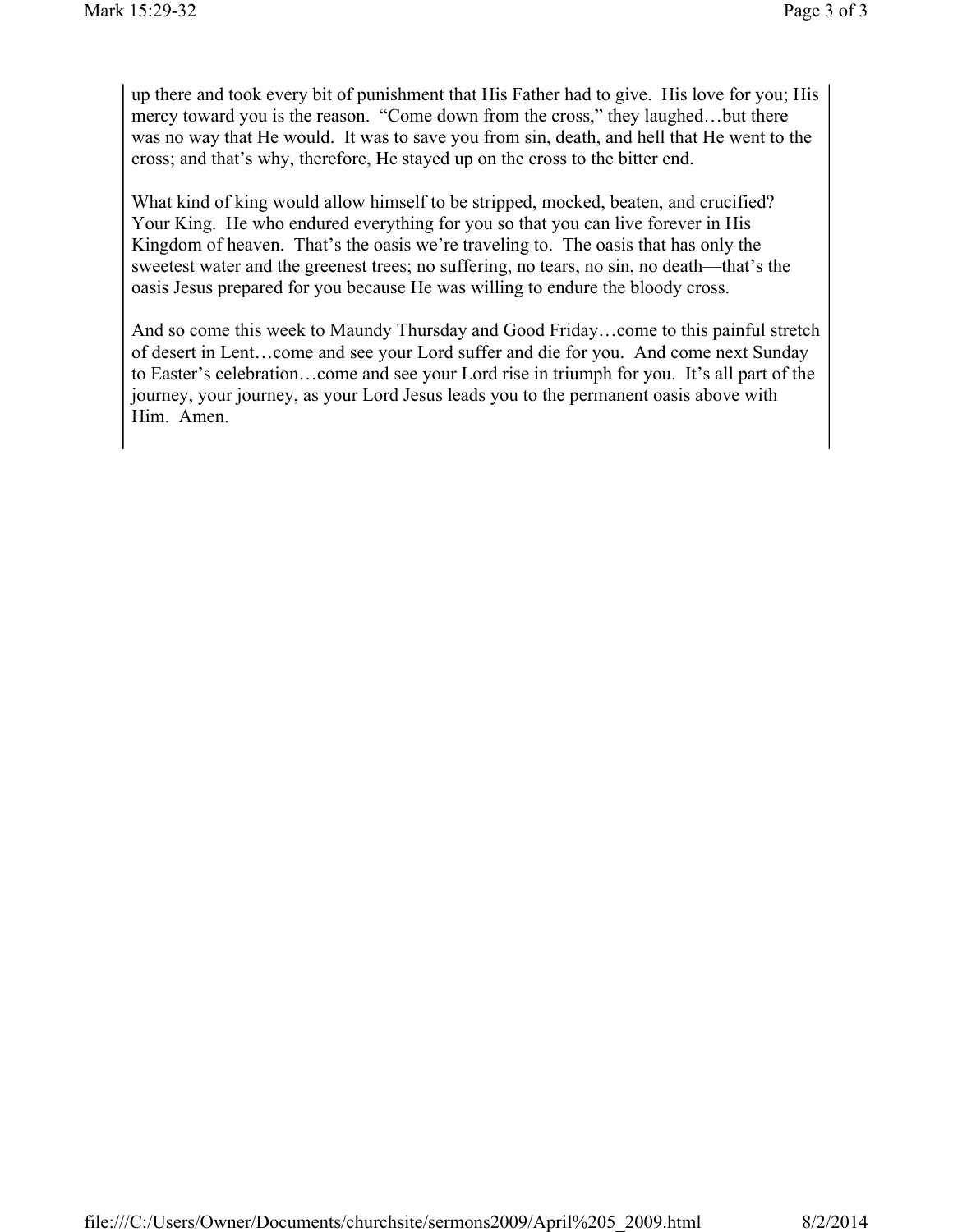up there and took every bit of punishment that His Father had to give. His love for you; His mercy toward you is the reason. “Come down from the cross,” they laughed…but there was no way that He would. It was to save you from sin, death, and hell that He went to the cross; and that’s why, therefore, He stayed up on the cross to the bitter end.

What kind of king would allow himself to be stripped, mocked, beaten, and crucified? Your King. He who endured everything for you so that you can live forever in His Kingdom of heaven. That’s the oasis we’re traveling to. The oasis that has only the sweetest water and the greenest trees; no suffering, no tears, no sin, no death—that’s the oasis Jesus prepared for you because He was willing to endure the bloody cross.

And so come this week to Maundy Thursday and Good Friday…come to this painful stretch of desert in Lent…come and see your Lord suffer and die for you. And come next Sunday to Easter’s celebration…come and see your Lord rise in triumph for you. It’s all part of the journey, your journey, as your Lord Jesus leads you to the permanent oasis above with Him. Amen.